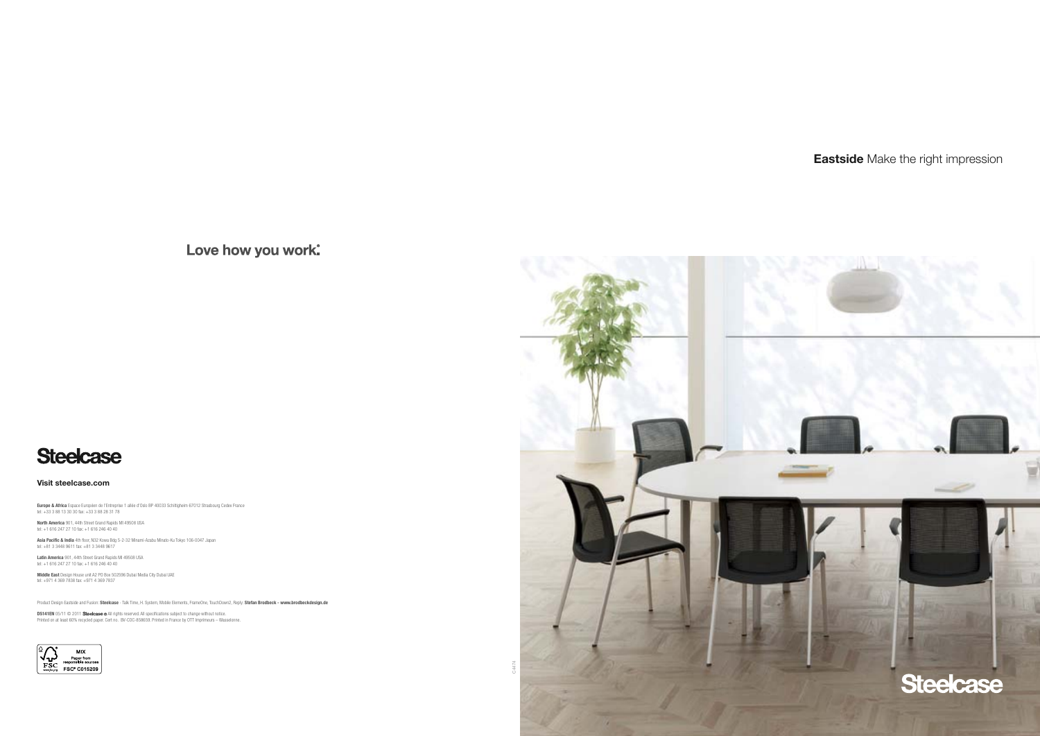**Eastside** Make the right impression

Love how you work.

Steelcase

**Visit steelcase.com**

**Europe & Africa** Espace Européen de l'Entreprise 1 allée d'Oslo BP 40033 Schiltigheim 67012 Strasbourg Cedex France
tel: +33 3 88 13 30 30 fax: +33 3 88 28 31 78

**North America** 901, 44th Street Grand Rapids MI 49508 USA
tel: +1 616 247 27 10 fax: +1 616 246 40 40

**Asia Pacific & India** 4th floor, N32 Kowa Bdg 5-2-32 Minami-Azabu Minato-Ku Tokyo 106-0047 Japan
tel: +81 3 3448 9611 fax: +81 3 3448 9617

**Latin America** 901, 44th Street Grand Rapids MI 49508 USA
tel: +1 616 247 27 10 fax: +1 616 246 40 40

**Middle East** Design House unit A2 PO Box 502596 Dubai Media City Dubai UAE
tel: +971 4 369 7838 fax: +971 4 369 7837

Product Design Eastside and Fusion: **Steelcase** - Talk Time, H. System, Mobile Elements, FrameOne, TouchDown2, Reply: **Stefan Brodbeck - www.brodbeckdesign.de**

**DS141EN** 05/11 © 2011 **Steelcase** All rights reserved. All specifications subject to change without notice.
Printed on at least 60% recycled paper. Cert no.: BV-COC-858659. Printed in France by OTT Imprimeurs – Wasselonne.

MIX
Paper from responsible sources
FSC® C015209

C4174

Steelcase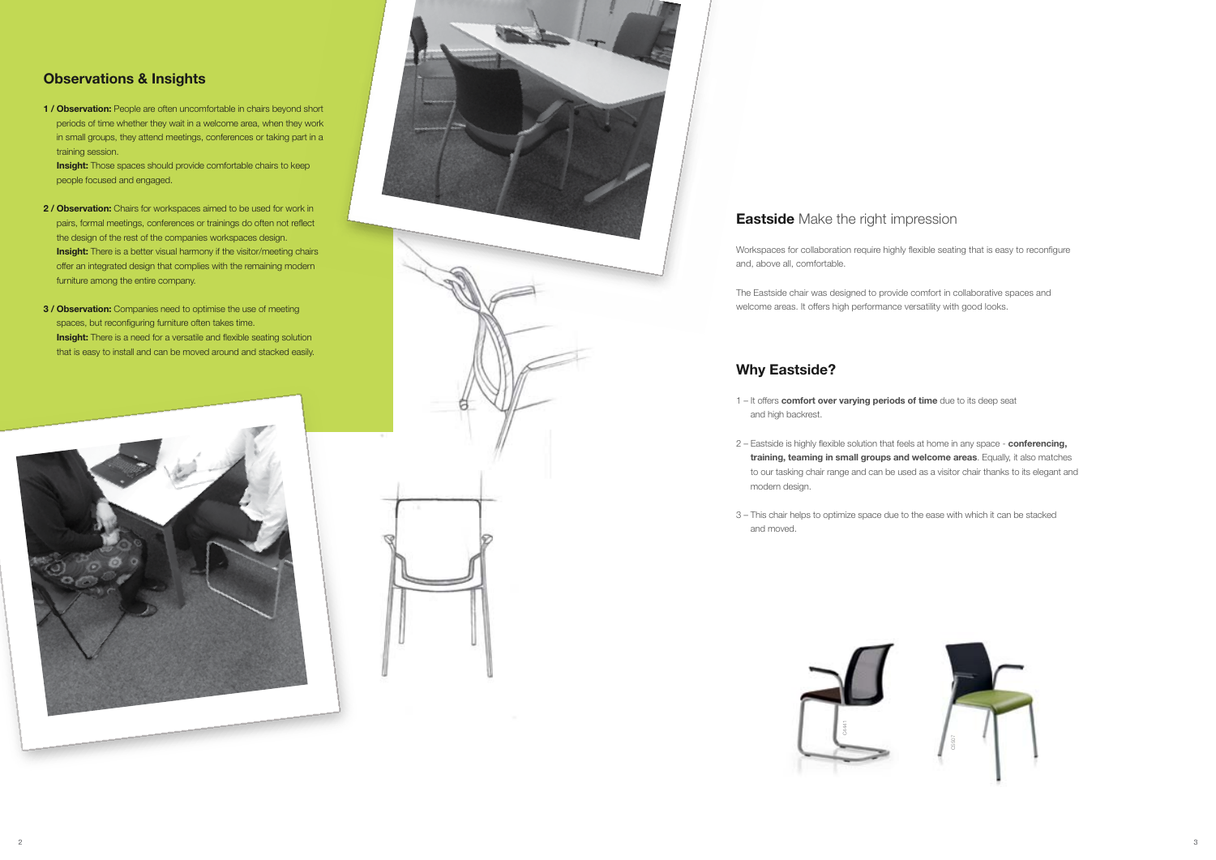## Observations & Insights

**1 / Observation:** People are often uncomfortable in chairs beyond short periods of time whether they wait in a welcome area, when they work in small groups, they attend meetings, conferences or taking part in a training session.
**Insight:** Those spaces should provide comfortable chairs to keep people focused and engaged.

**2 / Observation:** Chairs for workspaces aimed to be used for work in pairs, formal meetings, conferences or trainings do often not reflect the design of the rest of the companies workspaces design.
**Insight:** There is a better visual harmony if the visitor/meeting chairs offer an integrated design that complies with the remaining modern furniture among the entire company.

**3 / Observation:** Companies need to optimise the use of meeting spaces, but reconfiguring furniture often takes time.
**Insight:** There is a need for a versatile and flexible seating solution that is easy to install and can be moved around and stacked easily.

## **Eastside** Make the right impression

Workspaces for collaboration require highly flexible seating that is easy to reconfigure and, above all, comfortable.

The Eastside chair was designed to provide comfort in collaborative spaces and welcome areas. It offers high performance versatility with good looks.

## Why Eastside?

1 – It offers **comfort over varying periods of time** due to its deep seat and high backrest.

2 – Eastside is highly flexible solution that feels at home in any space - **conferencing, training, teaming in small groups and welcome areas**. Equally, it also matches to our tasking chair range and can be used as a visitor chair thanks to its elegant and modern design.

3 – This chair helps to optimize space due to the ease with which it can be stacked and moved.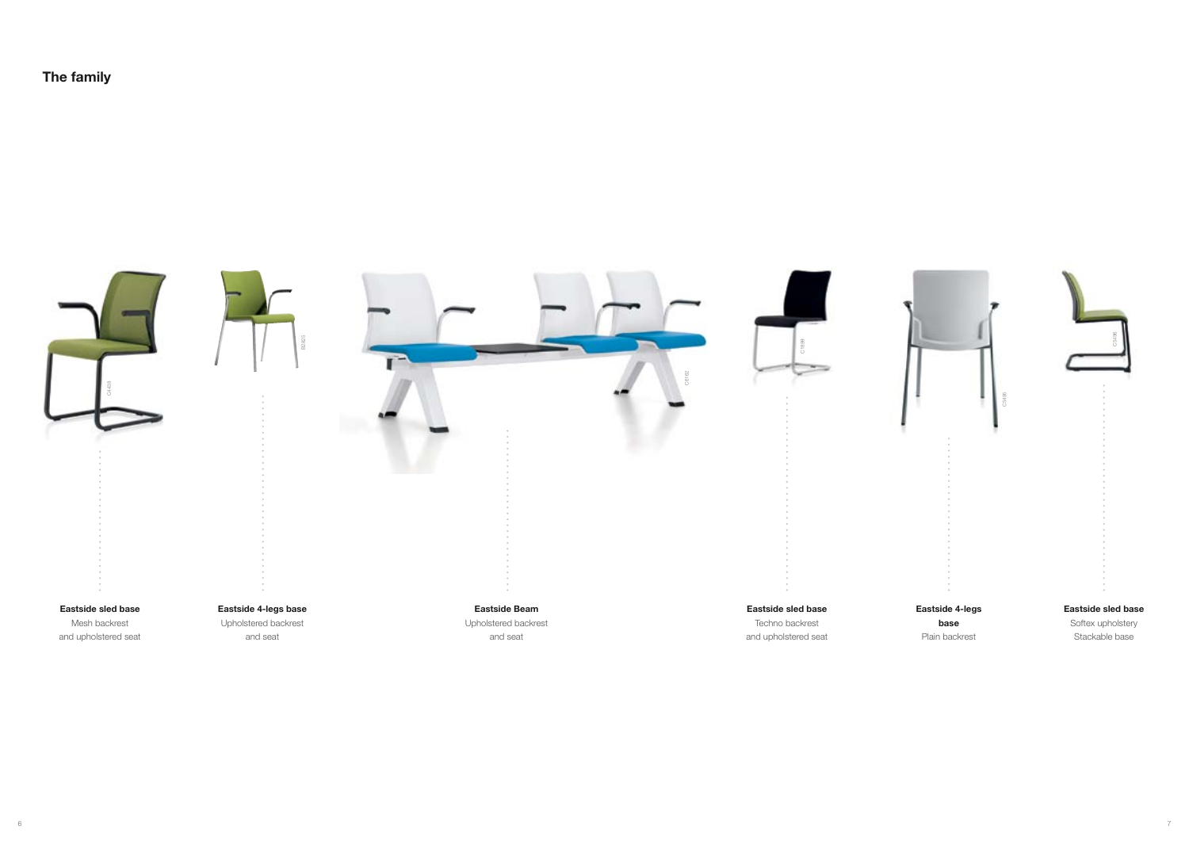## The family

**Eastside sled base**
Mesh backrest
and upholstered seat

**Eastside 4-legs base**
Upholstered backrest
and seat

**Eastside Beam**
Upholstered backrest
and seat

**Eastside sled base**
Techno backrest
and upholstered seat

**Eastside 4-legs base**
Plain backrest

**Eastside sled base**
Softex upholstery
Stackable base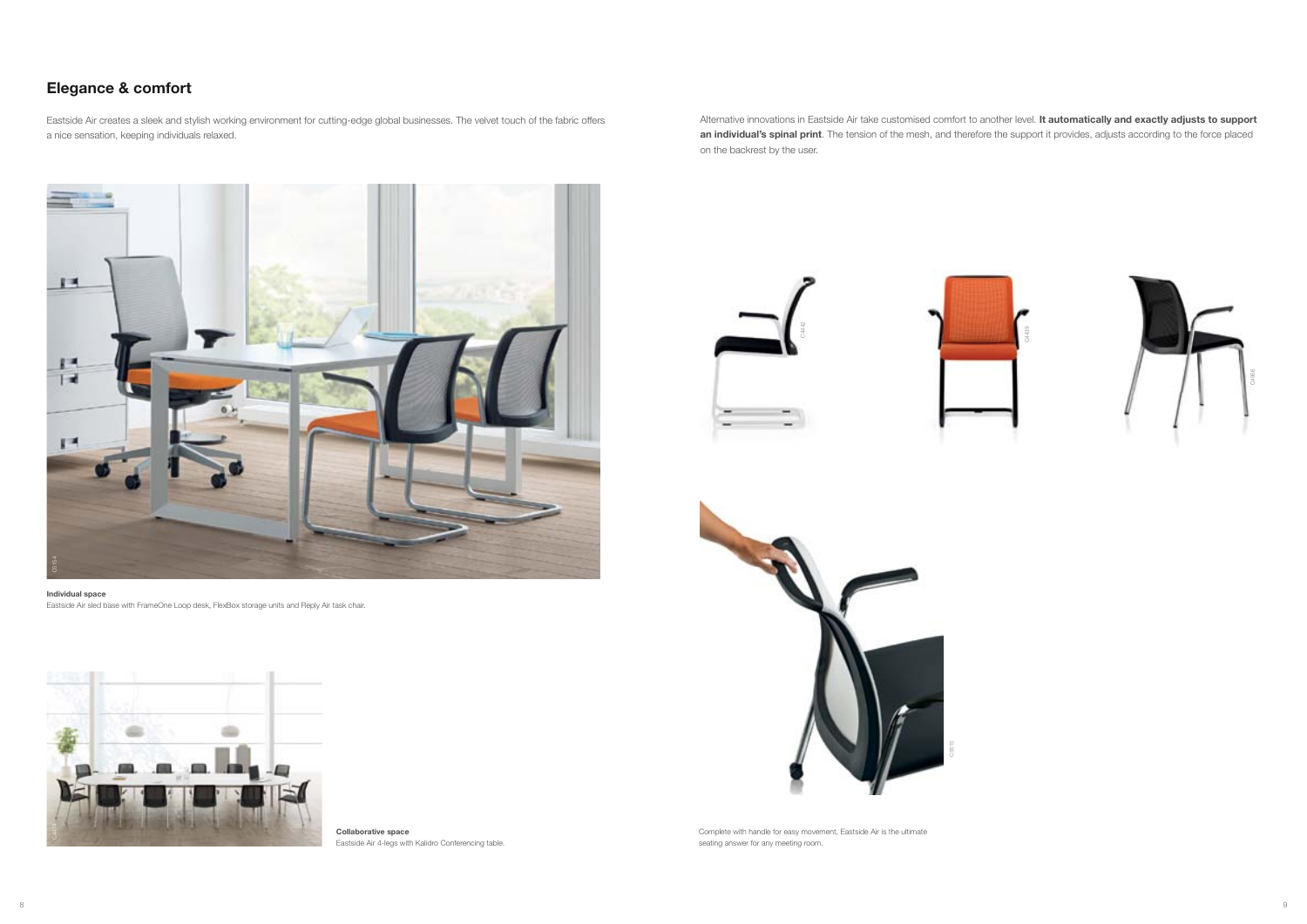## Elegance & comfort

Eastside Air creates a sleek and stylish working environment for cutting-edge global businesses. The velvet touch of the fabric offers a nice sensation, keeping individuals relaxed.

**Individual space**
Eastside Air sled base with FrameOne Loop desk, FlexBox storage units and Reply Air task chair.

**Collaborative space**
Eastside Air 4-legs with Kalidro Conferencing table.

Alternative innovations in Eastside Air take customised comfort to another level. **It automatically and exactly adjusts to support an individual's spinal print**. The tension of the mesh, and therefore the support it provides, adjusts according to the force placed on the backrest by the user.

Complete with handle for easy movement, Eastside Air is the ultimate seating answer for any meeting room.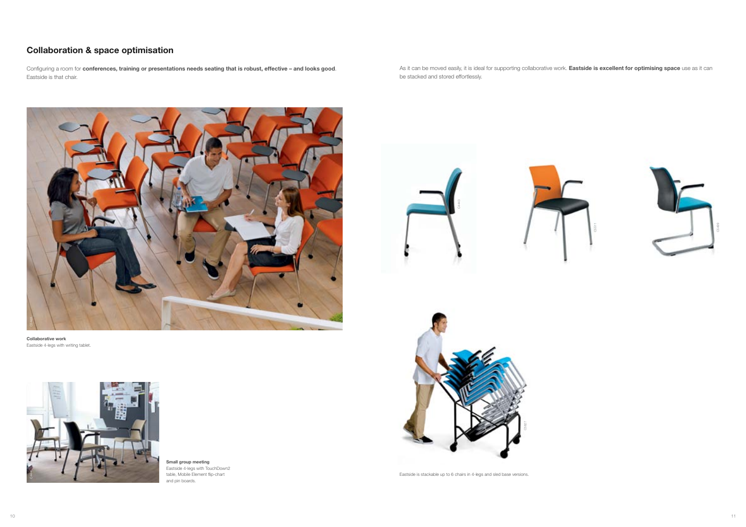## Collaboration & space optimisation

Configuring a room for **conferences, training or presentations needs seating that is robust, effective – and looks good**. Eastside is that chair.

As it can be moved easily, it is ideal for supporting collaborative work. **Eastside is excellent for optimising space** use as it can be stacked and stored effortlessly.

**Collaborative work**
Eastside 4-legs with writing tablet.

**Small group meeting**
Eastside 4-legs with TouchDown2 table, Mobile Element flip-chart and pin boards.

Eastside is stackable up to 6 chairs in 4-legs and sled base versions.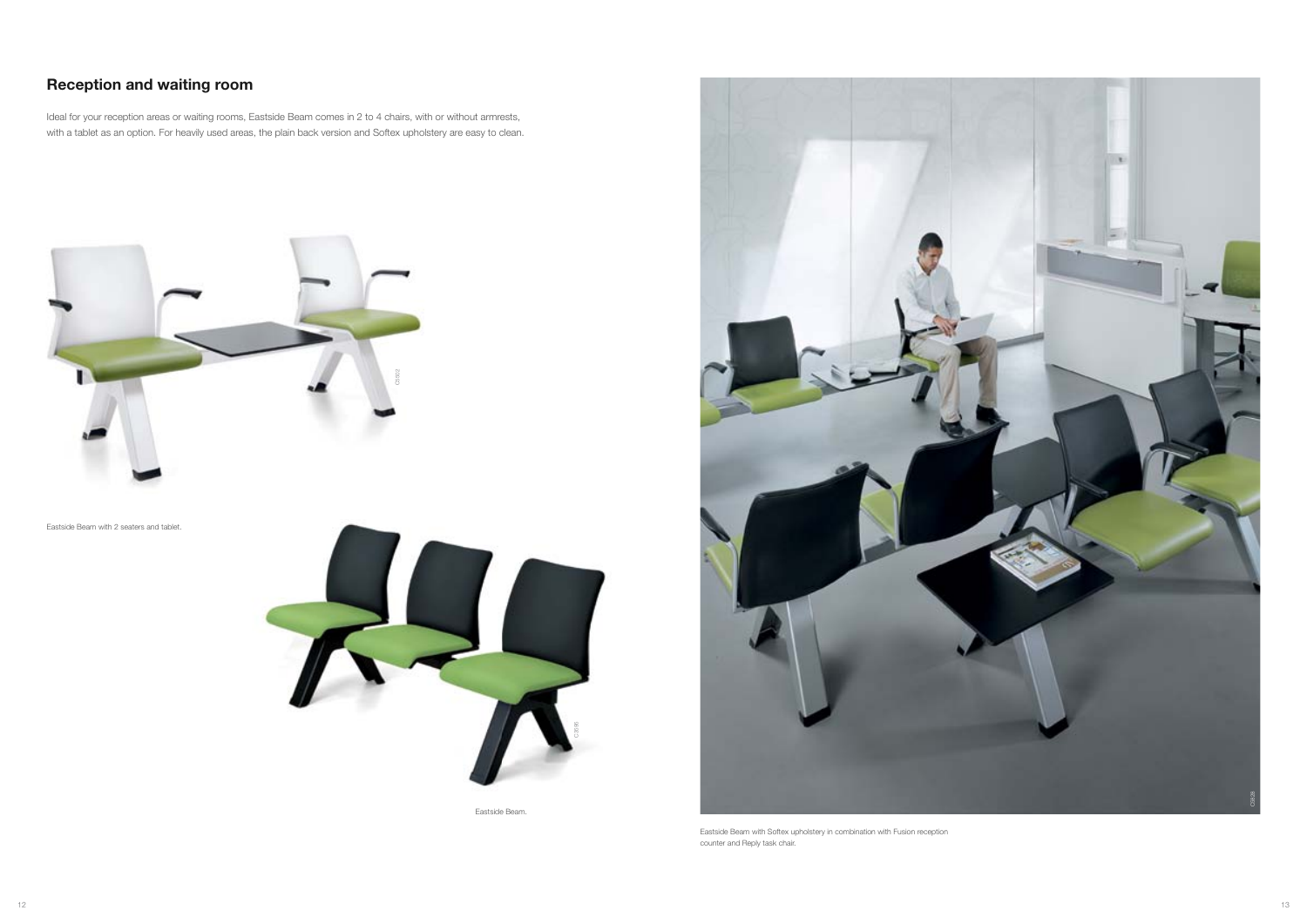## Reception and waiting room

Ideal for your reception areas or waiting rooms, Eastside Beam comes in 2 to 4 chairs, with or without armrests, with a tablet as an option. For heavily used areas, the plain back version and Softex upholstery are easy to clean.

Eastside Beam with 2 seaters and tablet.

Eastside Beam.

Eastside Beam with Softex upholstery in combination with Fusion reception counter and Reply task chair.